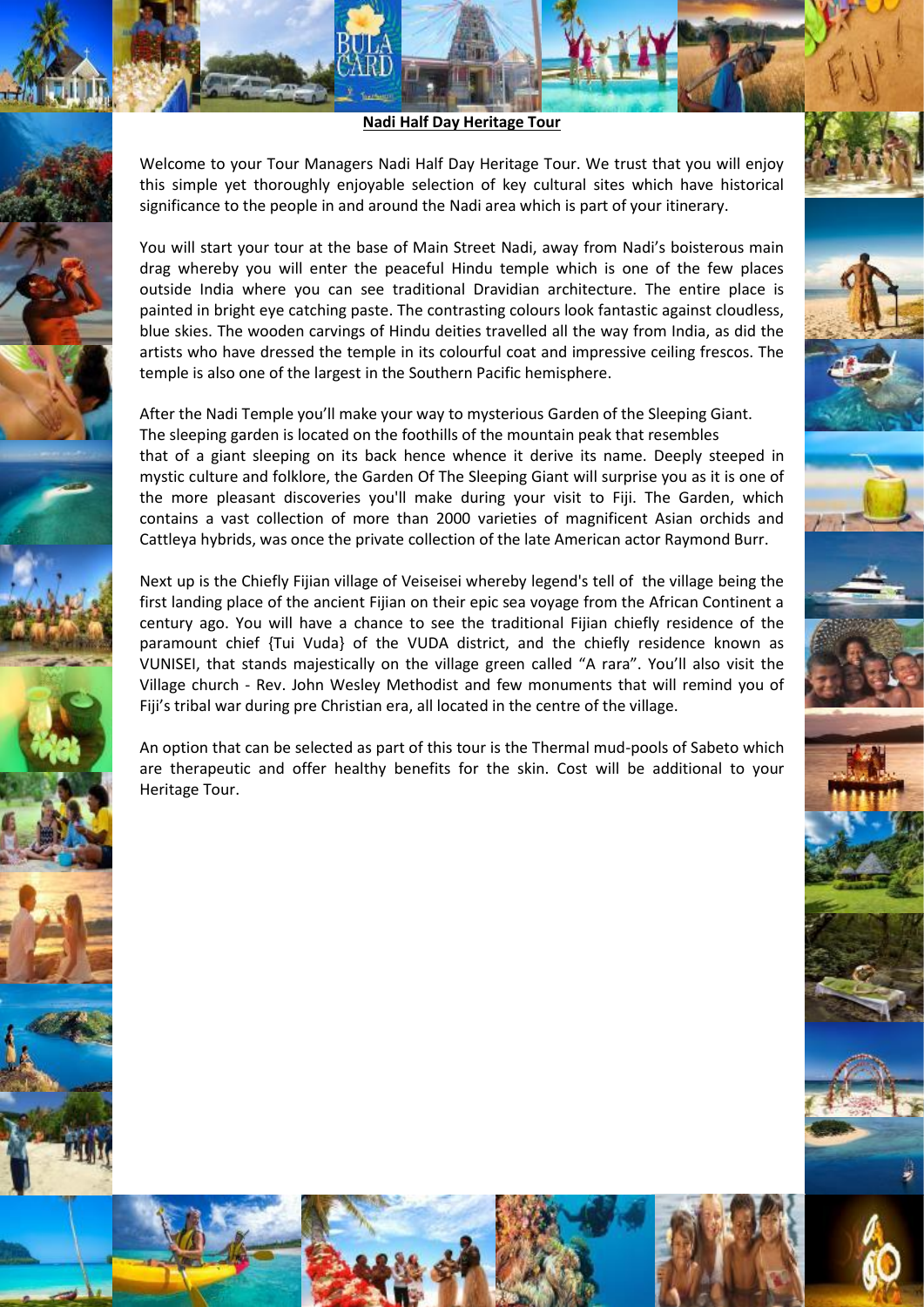# Nadi Half Day Heritage Tour

Welcome to your Tour Managers Nadi Half Day Heritage Tour. We trust that you will enjoy this simple yet thoroughly enjoyable selection of key cultural sites which have historical significance to the people in and around the Nadi area which is part of your itinerary.

You will start your tour at the base of Main Street Nadi, away from Nadi's boisterous main drag whereby you will enter the peaceful Hindu temple which is one of the few places outside India where you can see traditional Dravidian architecture. The entire place is painted in bright eye catching paste. The contrasting colours look fantastic against cloudless, blue skies. The wooden carvings of Hindu deities travelled all the way from India, as did the artists who have dressed the temple in its colourful coat and impressive ceiling frescos. The temple is also one of the largest in the Southern Pacific hemisphere.

After the Nadi Temple you'll make your way to mysterious Garden of the Sleeping Giant. The sleeping garden is located on the foothills of the mountain peak that resembles that of a giant sleeping on its back hence whence it derive its name. Deeply steeped in mystic culture and folklore, the Garden Of The Sleeping Giant will surprise you as it is one of the more pleasant discoveries you'll make during your visit to Fiji. The Garden, which contains a vast collection of more than 2000 varieties of magnificent Asian orchids and Cattleya hybrids, was once the private collection of the late American actor Raymond Burr.

Next up is the Chiefly Fijian village of Veiseisei whereby legend's tell of the village being the first landing place of the ancient Fijian on their epic sea voyage from the African Continent a century ago. You will have a chance to see the traditional Fijian chiefly residence of the paramount chief {Tui Vuda} of the VUDA district, and the chiefly residence known as VUNISEI, that stands majestically on the village green called "A rara". You'll also visit the Village church - Rev. John Wesley Methodist and few monuments that will remind you of Fiji's tribal war during pre Christian era, all located in the centre of the village.

An option that can be selected as part of this tour is the Thermal mud-pools of Sabeto which are therapeutic and offer healthy benefits for the skin. Cost will be additional to your Heritage Tour.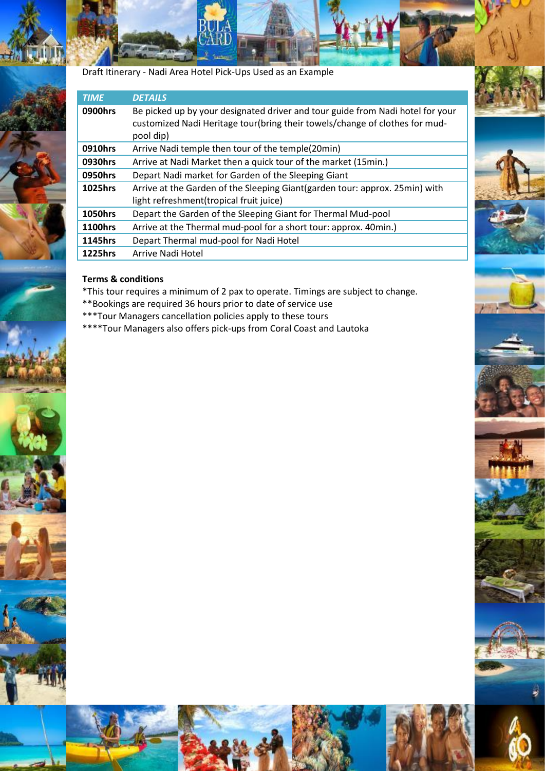Draft Itinerary - Nadi Area Hotel Pick-Ups Used as an Example

| *TIME* | *DETAILS* |
|---|---|
| **0900hrs** | Be picked up by your designated driver and tour guide from Nadi hotel for your customized Nadi Heritage tour(bring their towels/change of clothes for mud-pool dip) |
| **0910hrs** | Arrive Nadi temple then tour of the temple(20min) |
| **0930hrs** | Arrive at Nadi Market then a quick tour of the market (15min.) |
| **0950hrs** | Depart Nadi market for Garden of the Sleeping Giant |
| **1025hrs** | Arrive at the Garden of the Sleeping Giant(garden tour: approx. 25min) with light refreshment(tropical fruit juice) |
| **1050hrs** | Depart the Garden of the Sleeping Giant for Thermal Mud-pool |
| **1100hrs** | Arrive at the Thermal mud-pool for a short tour: approx. 40min.) |
| **1145hrs** | Depart Thermal mud-pool for Nadi Hotel |
| **1225hrs** | Arrive Nadi Hotel |

**Terms & conditions**

*This tour requires a minimum of 2 pax to operate. Timings are subject to change.
**Bookings are required 36 hours prior to date of service use
***Tour Managers cancellation policies apply to these tours
****Tour Managers also offers pick-ups from Coral Coast and Lautoka